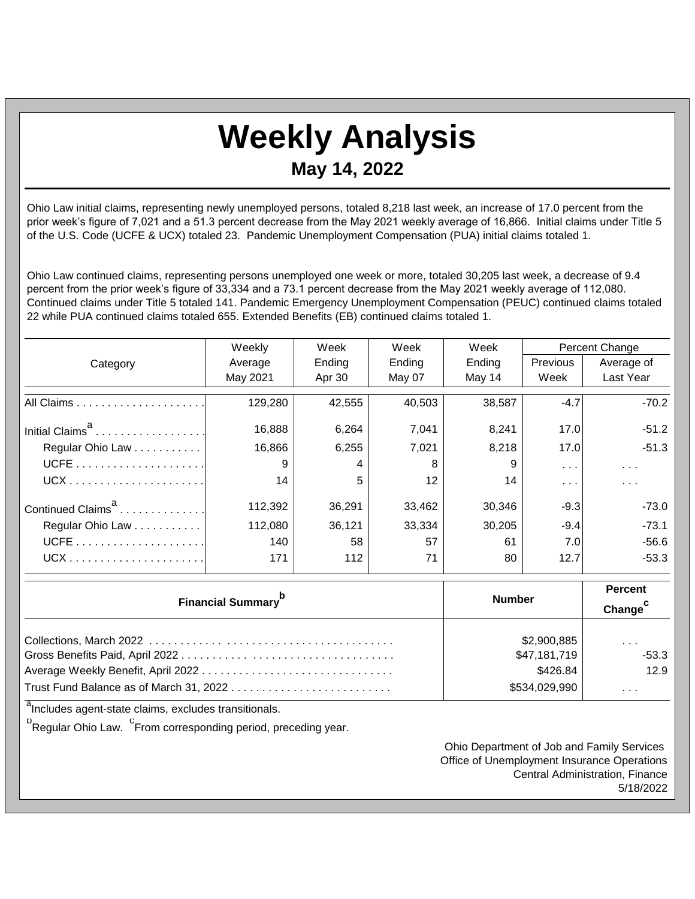# Weekly Analysis

## May 14, 2022

Ohio Law initial claims, representing newly unemployed persons, totaled 8,218 last week, an increase of 17.0 percent from the prior week's figure of 7,021 and a 51.3 percent decrease from the May 2021 weekly average of 16,866. Initial claims under Title 5 of the U.S. Code (UCFE & UCX) totaled 23. Pandemic Unemployment Compensation (PUA) initial claims totaled 1.

Ohio Law continued claims, representing persons unemployed one week or more, totaled 30,205 last week, a decrease of 9.4 percent from the prior week's figure of 33,334 and a 73.1 percent decrease from the May 2021 weekly average of 112,080. Continued claims under Title 5 totaled 141. Pandemic Emergency Unemployment Compensation (PEUC) continued claims totaled 22 while PUA continued claims totaled 655. Extended Benefits (EB) continued claims totaled 1.

| Category | Weekly Average May 2021 | Week Ending Apr 30 | Week Ending May 07 | Week Ending May 14 | Percent Change Previous Week | Percent Change Average of Last Year |
|---|---|---|---|---|---|---|
| All Claims | 129,280 | 42,555 | 40,503 | 38,587 | -4.7 | -70.2 |
| Initial Claims[a] | 16,888 | 6,264 | 7,041 | 8,241 | 17.0 | -51.2 |
| Regular Ohio Law | 16,866 | 6,255 | 7,021 | 8,218 | 17.0 | -51.3 |
| UCFE | 9 | 4 | 8 | 9 | . . . | . . . |
| UCX | 14 | 5 | 12 | 14 | . . . | . . . |
| Continued Claims[a] | 112,392 | 36,291 | 33,462 | 30,346 | -9.3 | -73.0 |
| Regular Ohio Law | 112,080 | 36,121 | 33,334 | 30,205 | -9.4 | -73.1 |
| UCFE | 140 | 58 | 57 | 61 | 7.0 | -56.6 |
| UCX | 171 | 112 | 71 | 80 | 12.7 | -53.3 |

| Financial Summary[b] | Number | Percent Change[c] |
|---|---|---|
| Collections, March 2022 | $2,900,885 | . . . |
| Gross Benefits Paid, April 2022 | $47,181,719 | -53.3 |
| Average Weekly Benefit, April 2022 | $426.84 | 12.9 |
| Trust Fund Balance as of March 31, 2022 | $534,029,990 | . . . |

[a]Includes agent-state claims, excludes transitionals.

[b]Regular Ohio Law. [c]From corresponding period, preceding year.

Ohio Department of Job and Family Services
Office of Unemployment Insurance Operations
Central Administration, Finance
5/18/2022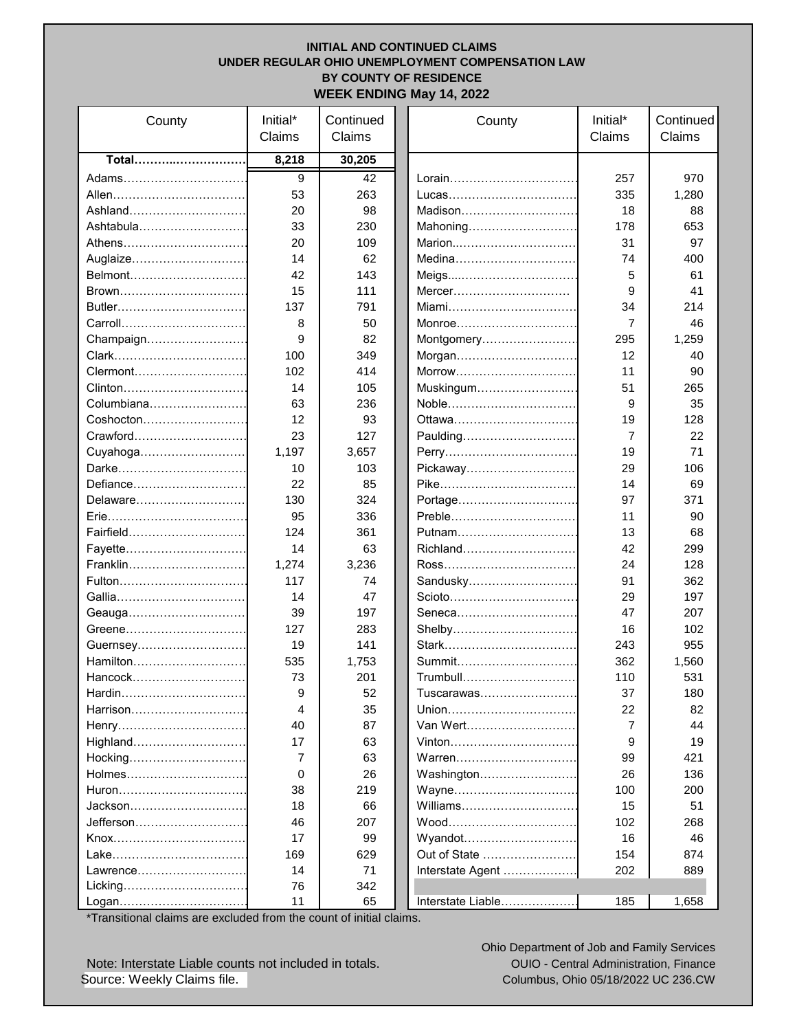**INITIAL AND CONTINUED CLAIMS**
**UNDER REGULAR OHIO UNEMPLOYMENT COMPENSATION LAW**
**BY COUNTY OF RESIDENCE**
**WEEK ENDING May 14, 2022**

| County | Initial* Claims | Continued Claims | County | Initial* Claims | Continued Claims |
|---|---|---|---|---|---|
| **Total…………………………** | **8,218** | **30,205** | | | |
| Adams | 9 | 42 | Lorain | 257 | 970 |
| Allen | 53 | 263 | Lucas | 335 | 1,280 |
| Ashland | 20 | 98 | Madison | 18 | 88 |
| Ashtabula | 33 | 230 | Mahoning | 178 | 653 |
| Athens | 20 | 109 | Marion | 31 | 97 |
| Auglaize | 14 | 62 | Medina | 74 | 400 |
| Belmont | 42 | 143 | Meigs | 5 | 61 |
| Brown | 15 | 111 | Mercer | 9 | 41 |
| Butler | 137 | 791 | Miami | 34 | 214 |
| Carroll | 8 | 50 | Monroe | 7 | 46 |
| Champaign | 9 | 82 | Montgomery | 295 | 1,259 |
| Clark | 100 | 349 | Morgan | 12 | 40 |
| Clermont | 102 | 414 | Morrow | 11 | 90 |
| Clinton | 14 | 105 | Muskingum | 51 | 265 |
| Columbiana | 63 | 236 | Noble | 9 | 35 |
| Coshocton | 12 | 93 | Ottawa | 19 | 128 |
| Crawford | 23 | 127 | Paulding | 7 | 22 |
| Cuyahoga | 1,197 | 3,657 | Perry | 19 | 71 |
| Darke | 10 | 103 | Pickaway | 29 | 106 |
| Defiance | 22 | 85 | Pike | 14 | 69 |
| Delaware | 130 | 324 | Portage | 97 | 371 |
| Erie | 95 | 336 | Preble | 11 | 90 |
| Fairfield | 124 | 361 | Putnam | 13 | 68 |
| Fayette | 14 | 63 | Richland | 42 | 299 |
| Franklin | 1,274 | 3,236 | Ross | 24 | 128 |
| Fulton | 117 | 74 | Sandusky | 91 | 362 |
| Gallia | 14 | 47 | Scioto | 29 | 197 |
| Geauga | 39 | 197 | Seneca | 47 | 207 |
| Greene | 127 | 283 | Shelby | 16 | 102 |
| Guernsey | 19 | 141 | Stark | 243 | 955 |
| Hamilton | 535 | 1,753 | Summit | 362 | 1,560 |
| Hancock | 73 | 201 | Trumbull | 110 | 531 |
| Hardin | 9 | 52 | Tuscarawas | 37 | 180 |
| Harrison | 4 | 35 | Union | 22 | 82 |
| Henry | 40 | 87 | Van Wert | 7 | 44 |
| Highland | 17 | 63 | Vinton | 9 | 19 |
| Hocking | 7 | 63 | Warren | 99 | 421 |
| Holmes | 0 | 26 | Washington | 26 | 136 |
| Huron | 38 | 219 | Wayne | 100 | 200 |
| Jackson | 18 | 66 | Williams | 15 | 51 |
| Jefferson | 46 | 207 | Wood | 102 | 268 |
| Knox | 17 | 99 | Wyandot | 16 | 46 |
| Lake | 169 | 629 | Out of State | 154 | 874 |
| Lawrence | 14 | 71 | Interstate Agent | 202 | 889 |
| Licking | 76 | 342 | | | |
| Logan | 11 | 65 | Interstate Liable | 185 | 1,658 |

*Transitional claims are excluded from the count of initial claims.

Note: Interstate Liable counts not included in totals.
Source: Weekly Claims file.

Ohio Department of Job and Family Services
OUIO - Central Administration, Finance
Columbus, Ohio 05/18/2022 UC 236.CW